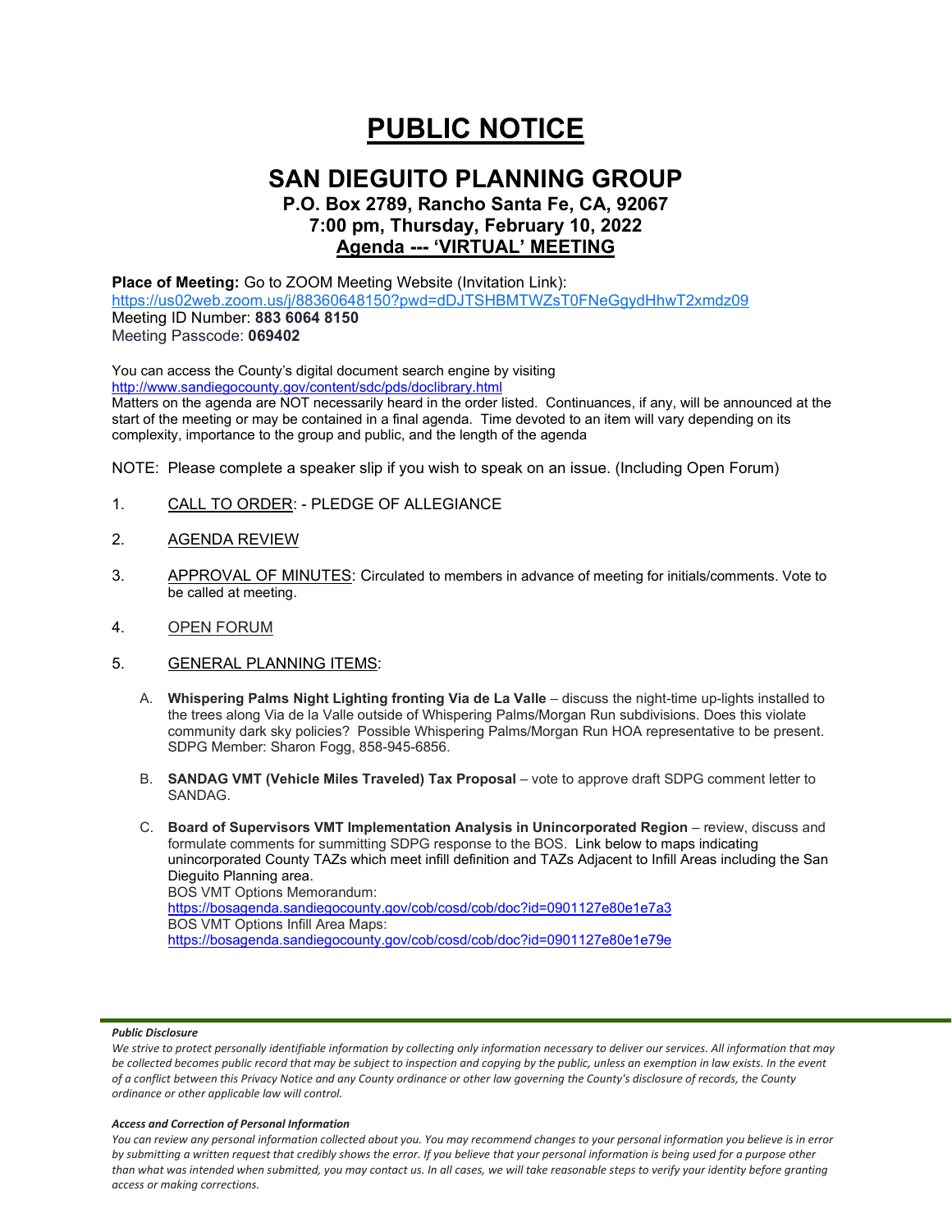# PUBLIC NOTICE

## SAN DIEGUITO PLANNING GROUP

### P.O. Box 2789, Rancho Santa Fe, CA, 92067
### 7:00 pm, Thursday, February 10, 2022
### Agenda --- 'VIRTUAL' MEETING

**Place of Meeting:** Go to ZOOM Meeting Website (Invitation Link):
https://us02web.zoom.us/j/88360648150?pwd=dDJTSHBMTWZsT0FNeGgydHhwT2xmdz09
Meeting ID Number: **883 6064 8150**
Meeting Passcode: **069402**

You can access the County's digital document search engine by visiting
http://www.sandiegocounty.gov/content/sdc/pds/doclibrary.html
Matters on the agenda are NOT necessarily heard in the order listed. Continuances, if any, will be announced at the start of the meeting or may be contained in a final agenda. Time devoted to an item will vary depending on its complexity, importance to the group and public, and the length of the agenda

NOTE: Please complete a speaker slip if you wish to speak on an issue. (Including Open Forum)

1. CALL TO ORDER: - PLEDGE OF ALLEGIANCE

2. AGENDA REVIEW

3. APPROVAL OF MINUTES: Circulated to members in advance of meeting for initials/comments. Vote to be called at meeting.

4. OPEN FORUM

5. GENERAL PLANNING ITEMS:

   A. **Whispering Palms Night Lighting fronting Via de La Valle** – discuss the night-time up-lights installed to the trees along Via de la Valle outside of Whispering Palms/Morgan Run subdivisions. Does this violate community dark sky policies? Possible Whispering Palms/Morgan Run HOA representative to be present. SDPG Member: Sharon Fogg, 858-945-6856.

   B. **SANDAG VMT (Vehicle Miles Traveled) Tax Proposal** – vote to approve draft SDPG comment letter to SANDAG.

   C. **Board of Supervisors VMT Implementation Analysis in Unincorporated Region** – review, discuss and formulate comments for summitting SDPG response to the BOS. Link below to maps indicating unincorporated County TAZs which meet infill definition and TAZs Adjacent to Infill Areas including the San Dieguito Planning area.
   BOS VMT Options Memorandum:
   https://bosagenda.sandiegocounty.gov/cob/cosd/cob/doc?id=0901127e80e1e7a3
   BOS VMT Options Infill Area Maps:
   https://bosagenda.sandiegocounty.gov/cob/cosd/cob/doc?id=0901127e80e1e79e

***Public Disclosure***

*We strive to protect personally identifiable information by collecting only information necessary to deliver our services. All information that may be collected becomes public record that may be subject to inspection and copying by the public, unless an exemption in law exists. In the event of a conflict between this Privacy Notice and any County ordinance or other law governing the County's disclosure of records, the County ordinance or other applicable law will control.*

***Access and Correction of Personal Information***

*You can review any personal information collected about you. You may recommend changes to your personal information you believe is in error by submitting a written request that credibly shows the error. If you believe that your personal information is being used for a purpose other than what was intended when submitted, you may contact us. In all cases, we will take reasonable steps to verify your identity before granting access or making corrections.*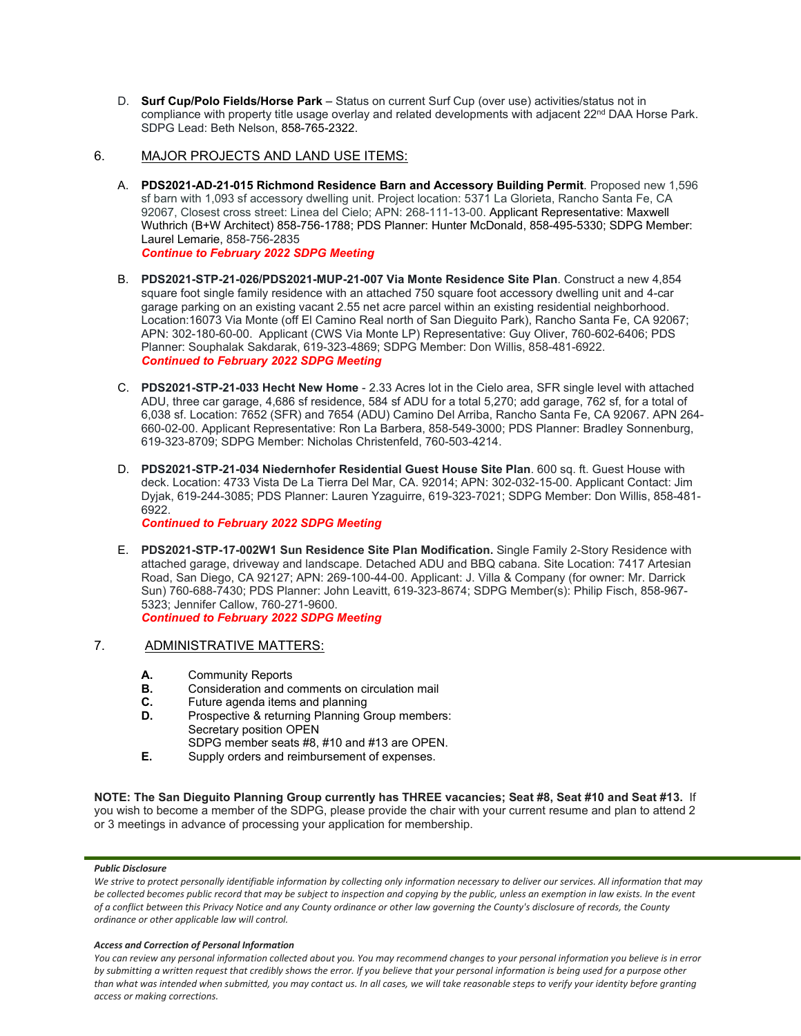D. **Surf Cup/Polo Fields/Horse Park** – Status on current Surf Cup (over use) activities/status not in compliance with property title usage overlay and related developments with adjacent 22nd DAA Horse Park. SDPG Lead: Beth Nelson, 858-765-2322.

6. MAJOR PROJECTS AND LAND USE ITEMS:

A. **PDS2021-AD-21-015 Richmond Residence Barn and Accessory Building Permit**. Proposed new 1,596 sf barn with 1,093 sf accessory dwelling unit. Project location: 5371 La Glorieta, Rancho Santa Fe, CA 92067, Closest cross street: Linea del Cielo; APN: 268-111-13-00. Applicant Representative: Maxwell Wuthrich (B+W Architect) 858-756-1788; PDS Planner: Hunter McDonald, 858-495-5330; SDPG Member: Laurel Lemarie, 858-756-2835
***Continue to February 2022 SDPG Meeting***

B. **PDS2021-STP-21-026/PDS2021-MUP-21-007 Via Monte Residence Site Plan**. Construct a new 4,854 square foot single family residence with an attached 750 square foot accessory dwelling unit and 4-car garage parking on an existing vacant 2.55 net acre parcel within an existing residential neighborhood. Location:16073 Via Monte (off El Camino Real north of San Dieguito Park), Rancho Santa Fe, CA 92067; APN: 302-180-60-00. Applicant (CWS Via Monte LP) Representative: Guy Oliver, 760-602-6406; PDS Planner: Souphalak Sakdarak, 619-323-4869; SDPG Member: Don Willis, 858-481-6922.
***Continued to February 2022 SDPG Meeting***

C. **PDS2021-STP-21-033 Hecht New Home** - 2.33 Acres lot in the Cielo area, SFR single level with attached ADU, three car garage, 4,686 sf residence, 584 sf ADU for a total 5,270; add garage, 762 sf, for a total of 6,038 sf. Location: 7652 (SFR) and 7654 (ADU) Camino Del Arriba, Rancho Santa Fe, CA 92067. APN 264-660-02-00. Applicant Representative: Ron La Barbera, 858-549-3000; PDS Planner: Bradley Sonnenburg, 619-323-8709; SDPG Member: Nicholas Christenfeld, 760-503-4214.

D. **PDS2021-STP-21-034 Niedernhofer Residential Guest House Site Plan**. 600 sq. ft. Guest House with deck. Location: 4733 Vista De La Tierra Del Mar, CA. 92014; APN: 302-032-15-00. Applicant Contact: Jim Dyjak, 619-244-3085; PDS Planner: Lauren Yzaguirre, 619-323-7021; SDPG Member: Don Willis, 858-481-6922.
***Continued to February 2022 SDPG Meeting***

E. **PDS2021-STP-17-002W1 Sun Residence Site Plan Modification.** Single Family 2-Story Residence with attached garage, driveway and landscape. Detached ADU and BBQ cabana. Site Location: 7417 Artesian Road, San Diego, CA 92127; APN: 269-100-44-00. Applicant: J. Villa & Company (for owner: Mr. Darrick Sun) 760-688-7430; PDS Planner: John Leavitt, 619-323-8674; SDPG Member(s): Philip Fisch, 858-967-5323; Jennifer Callow, 760-271-9600.
***Continued to February 2022 SDPG Meeting***

7. ADMINISTRATIVE MATTERS:

**A.** Community Reports
**B.** Consideration and comments on circulation mail
**C.** Future agenda items and planning
**D.** Prospective & returning Planning Group members:
Secretary position OPEN
SDPG member seats #8, #10 and #13 are OPEN.
**E.** Supply orders and reimbursement of expenses.

**NOTE: The San Dieguito Planning Group currently has THREE vacancies; Seat #8, Seat #10 and Seat #13.** If you wish to become a member of the SDPG, please provide the chair with your current resume and plan to attend 2 or 3 meetings in advance of processing your application for membership.

***Public Disclosure***

*We strive to protect personally identifiable information by collecting only information necessary to deliver our services. All information that may be collected becomes public record that may be subject to inspection and copying by the public, unless an exemption in law exists. In the event of a conflict between this Privacy Notice and any County ordinance or other law governing the County's disclosure of records, the County ordinance or other applicable law will control.*

***Access and Correction of Personal Information***

*You can review any personal information collected about you. You may recommend changes to your personal information you believe is in error by submitting a written request that credibly shows the error. If you believe that your personal information is being used for a purpose other than what was intended when submitted, you may contact us. In all cases, we will take reasonable steps to verify your identity before granting access or making corrections.*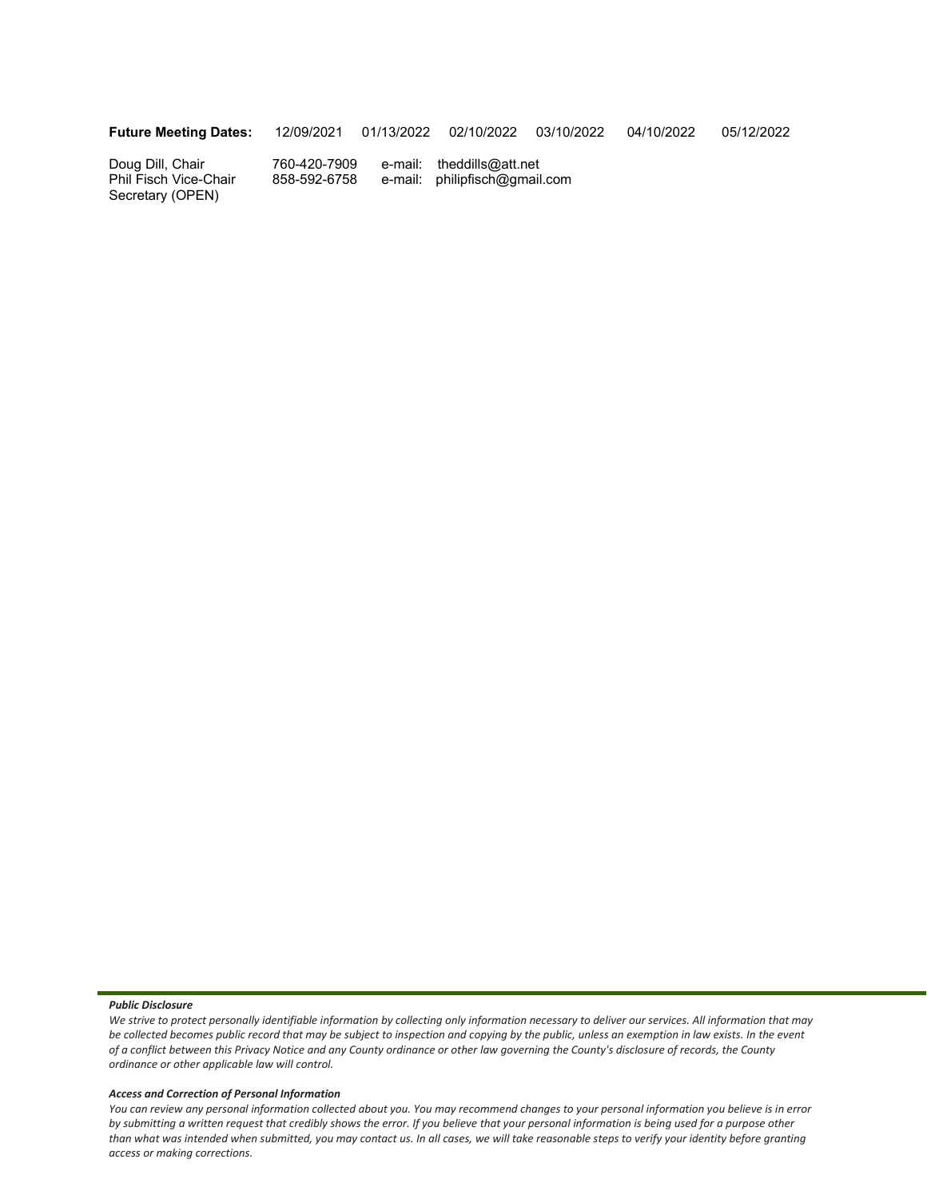**Future Meeting Dates:** 12/09/2021 01/13/2022 02/10/2022 03/10/2022 04/10/2022 05/12/2022

| | | |
|---|---|---|
| Doug Dill, Chair | 760-420-7909 | e-mail: theddills@att.net |
| Phil Fisch Vice-Chair | 858-592-6758 | e-mail: philipfisch@gmail.com |
| Secretary (OPEN) | | |

***Public Disclosure***

*We strive to protect personally identifiable information by collecting only information necessary to deliver our services. All information that may be collected becomes public record that may be subject to inspection and copying by the public, unless an exemption in law exists. In the event of a conflict between this Privacy Notice and any County ordinance or other law governing the County's disclosure of records, the County ordinance or other applicable law will control.*

***Access and Correction of Personal Information***

*You can review any personal information collected about you. You may recommend changes to your personal information you believe is in error by submitting a written request that credibly shows the error. If you believe that your personal information is being used for a purpose other than what was intended when submitted, you may contact us. In all cases, we will take reasonable steps to verify your identity before granting access or making corrections.*